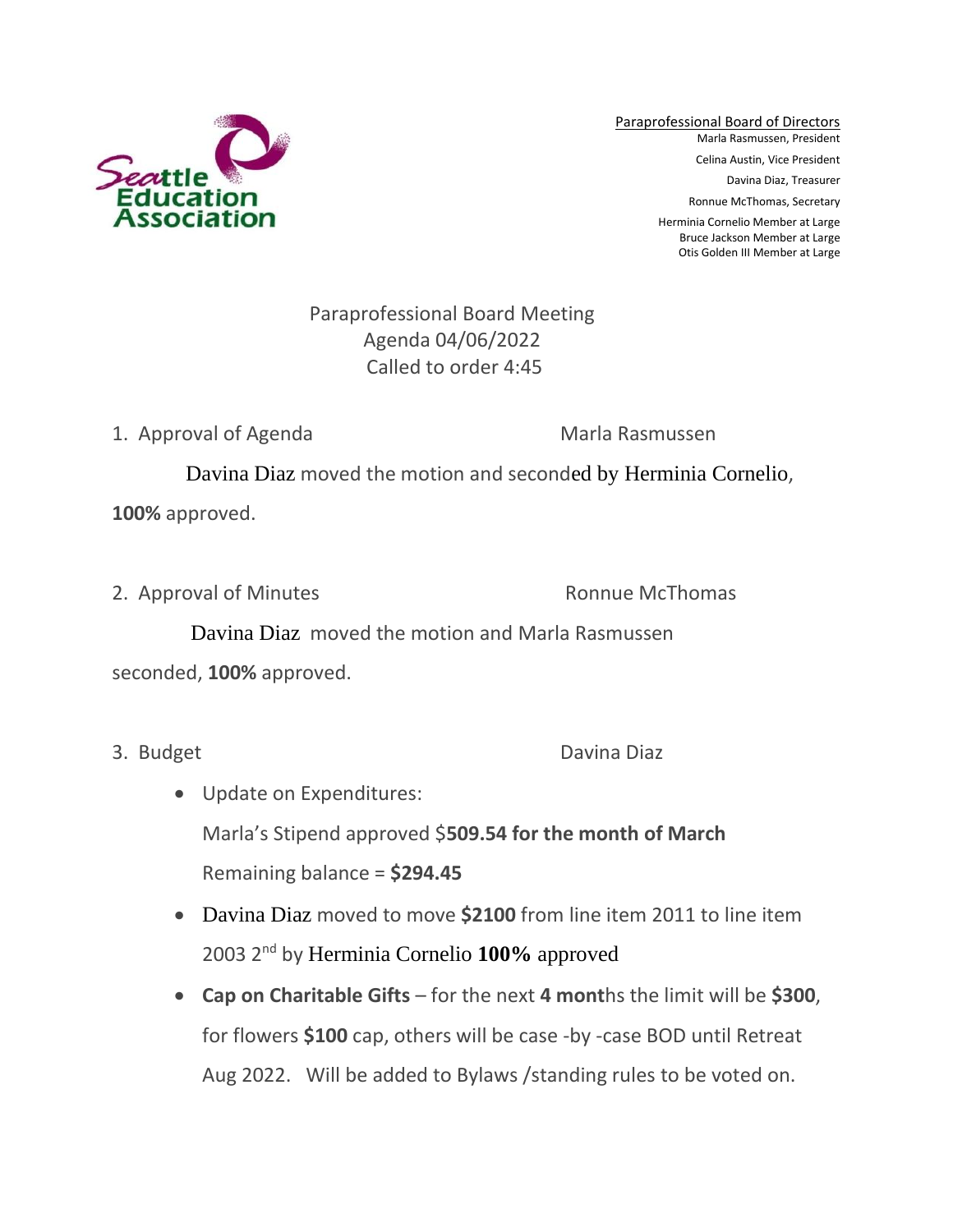Seattle Education Association

Paraprofessional Board of Directors
Marla Rasmussen, President
Celina Austin, Vice President
Davina Diaz, Treasurer
Ronnue McThomas, Secretary
Herminia Cornelio Member at Large
Bruce Jackson Member at Large
Otis Golden III Member at Large

Paraprofessional Board Meeting
Agenda 04/06/2022
Called to order 4:45

1. Approval of Agenda — Marla Rasmussen

Davina Diaz moved the motion and seconded by Herminia Cornelio, **100%** approved.

2. Approval of Minutes — Ronnue McThomas

Davina Diaz moved the motion and Marla Rasmussen seconded, **100%** approved.

3. Budget — Davina Diaz

- Update on Expenditures:
  Marla's Stipend approved $**509.54 for the month of March**
  Remaining balance = **$294.45**
- Davina Diaz moved to move **$2100** from line item 2011 to line item 2003 2nd by Herminia Cornelio **100%** approved
- **Cap on Charitable Gifts** – for the next **4 mont**hs the limit will be **$300**, for flowers **$100** cap, others will be case -by -case BOD until Retreat Aug 2022. Will be added to Bylaws /standing rules to be voted on.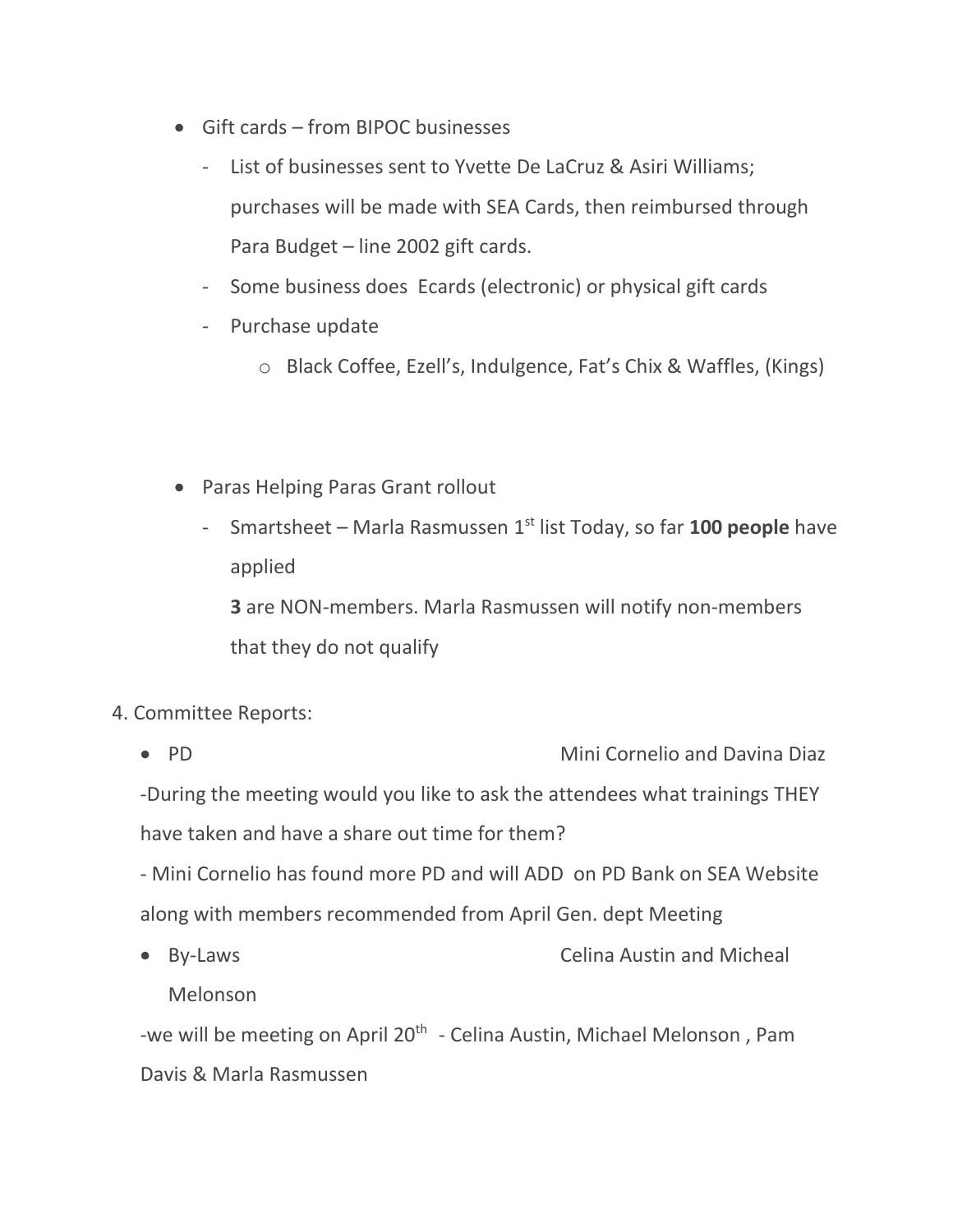- Gift cards – from BIPOC businesses
  - List of businesses sent to Yvette De LaCruz & Asiri Williams; purchases will be made with SEA Cards, then reimbursed through Para Budget – line 2002 gift cards.
  - Some business does Ecards (electronic) or physical gift cards
  - Purchase update
    - Black Coffee, Ezell's, Indulgence, Fat's Chix & Waffles, (Kings)

- Paras Helping Paras Grant rollout
  - Smartsheet – Marla Rasmussen 1st list Today, so far **100 people** have applied

    **3** are NON-members. Marla Rasmussen will notify non-members that they do not qualify

4. Committee Reports:

- PD — Mini Cornelio and Davina Diaz

-During the meeting would you like to ask the attendees what trainings THEY have taken and have a share out time for them?

- Mini Cornelio has found more PD and will ADD on PD Bank on SEA Website along with members recommended from April Gen. dept Meeting

- By-Laws — Celina Austin and Micheal Melonson

-we will be meeting on April 20th - Celina Austin, Michael Melonson , Pam Davis & Marla Rasmussen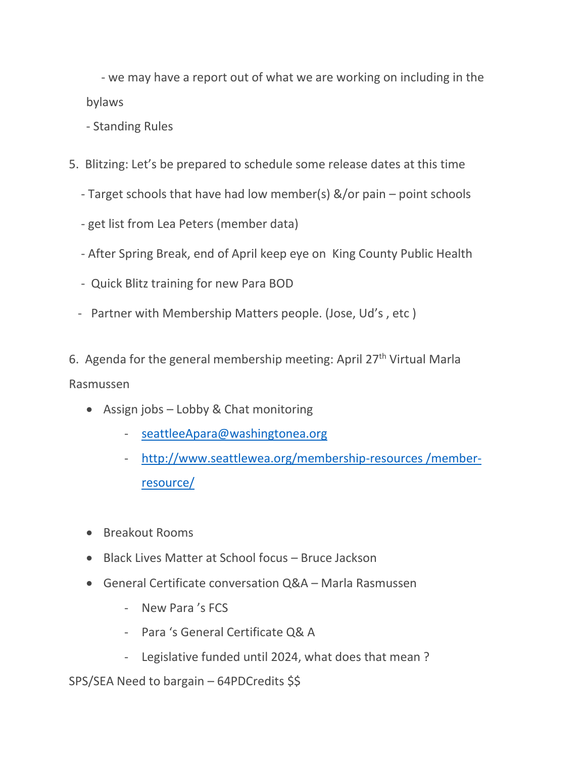- we may have a report out of what we are working on including in the bylaws
- Standing Rules

5. Blitzing: Let's be prepared to schedule some release dates at this time
   - Target schools that have had low member(s) &/or pain – point schools
   - get list from Lea Peters (member data)
   - After Spring Break, end of April keep eye on King County Public Health
   - Quick Blitz training for new Para BOD
   - Partner with Membership Matters people. (Jose, Ud's , etc )

6. Agenda for the general membership meeting: April 27th Virtual Marla Rasmussen
   - Assign jobs – Lobby & Chat monitoring
     - seattleeApara@washingtonea.org
     - http://www.seattlewea.org/membership-resources /member-resource/
   - Breakout Rooms
   - Black Lives Matter at School focus – Bruce Jackson
   - General Certificate conversation Q&A – Marla Rasmussen
     - New Para 's FCS
     - Para 's General Certificate Q& A
     - Legislative funded until 2024, what does that mean ?

SPS/SEA Need to bargain – 64PDCredits $$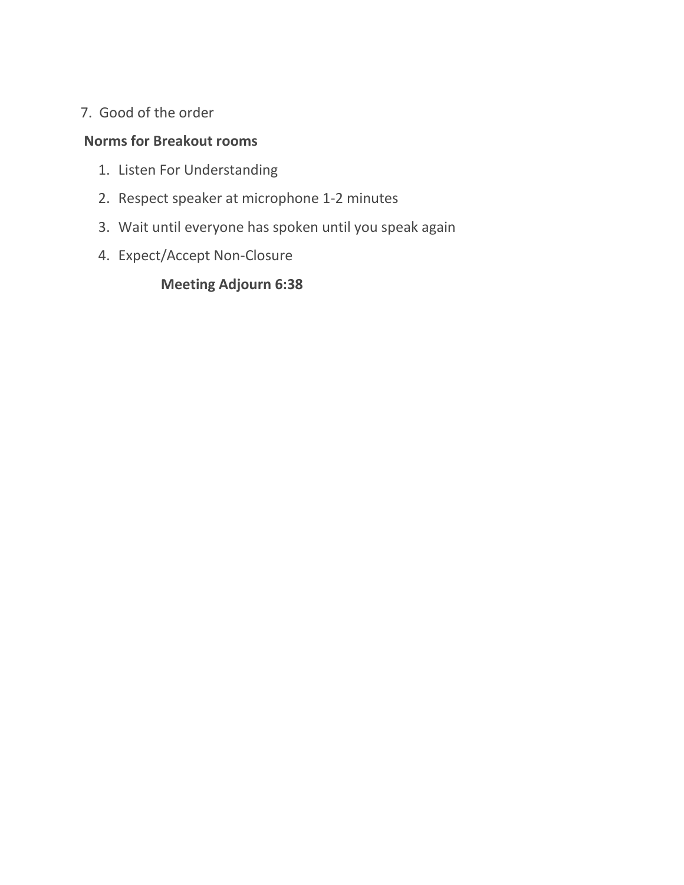7. Good of the order

**Norms for Breakout rooms**

1. Listen For Understanding
2. Respect speaker at microphone 1-2 minutes
3. Wait until everyone has spoken until you speak again
4. Expect/Accept Non-Closure

**Meeting Adjourn 6:38**